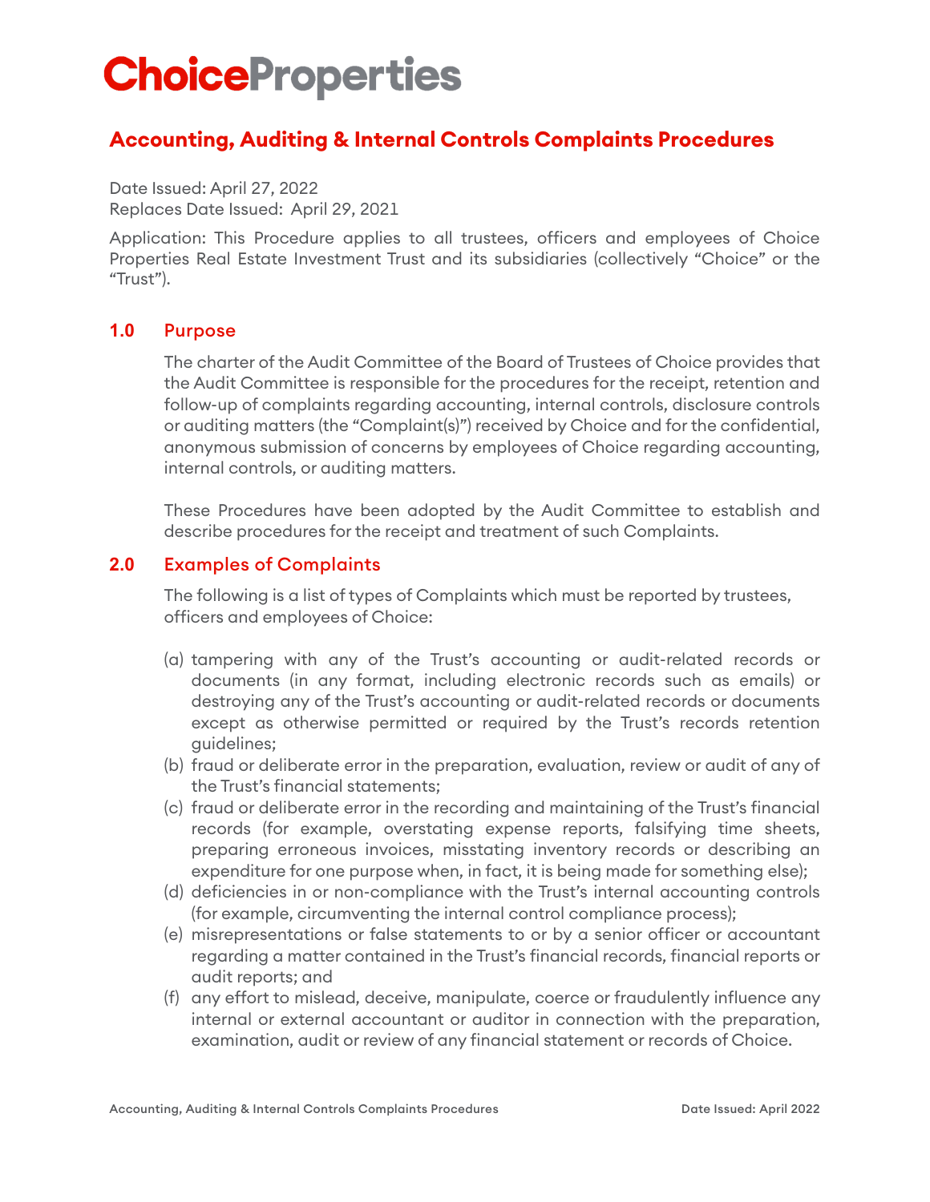# ChoiceProperties

## Accounting, Auditing & Internal Controls Complaints Procedures

Date Issued: April 27, 2022
Replaces Date Issued: April 29, 2021

Application: This Procedure applies to all trustees, officers and employees of Choice Properties Real Estate Investment Trust and its subsidiaries (collectively "Choice" or the "Trust").

### 1.0 Purpose

The charter of the Audit Committee of the Board of Trustees of Choice provides that the Audit Committee is responsible for the procedures for the receipt, retention and follow-up of complaints regarding accounting, internal controls, disclosure controls or auditing matters (the "Complaint(s)") received by Choice and for the confidential, anonymous submission of concerns by employees of Choice regarding accounting, internal controls, or auditing matters.

These Procedures have been adopted by the Audit Committee to establish and describe procedures for the receipt and treatment of such Complaints.

### 2.0 Examples of Complaints

The following is a list of types of Complaints which must be reported by trustees, officers and employees of Choice:

(a) tampering with any of the Trust's accounting or audit-related records or documents (in any format, including electronic records such as emails) or destroying any of the Trust's accounting or audit-related records or documents except as otherwise permitted or required by the Trust's records retention guidelines;

(b) fraud or deliberate error in the preparation, evaluation, review or audit of any of the Trust's financial statements;

(c) fraud or deliberate error in the recording and maintaining of the Trust's financial records (for example, overstating expense reports, falsifying time sheets, preparing erroneous invoices, misstating inventory records or describing an expenditure for one purpose when, in fact, it is being made for something else);

(d) deficiencies in or non-compliance with the Trust's internal accounting controls (for example, circumventing the internal control compliance process);

(e) misrepresentations or false statements to or by a senior officer or accountant regarding a matter contained in the Trust's financial records, financial reports or audit reports; and

(f) any effort to mislead, deceive, manipulate, coerce or fraudulently influence any internal or external accountant or auditor in connection with the preparation, examination, audit or review of any financial statement or records of Choice.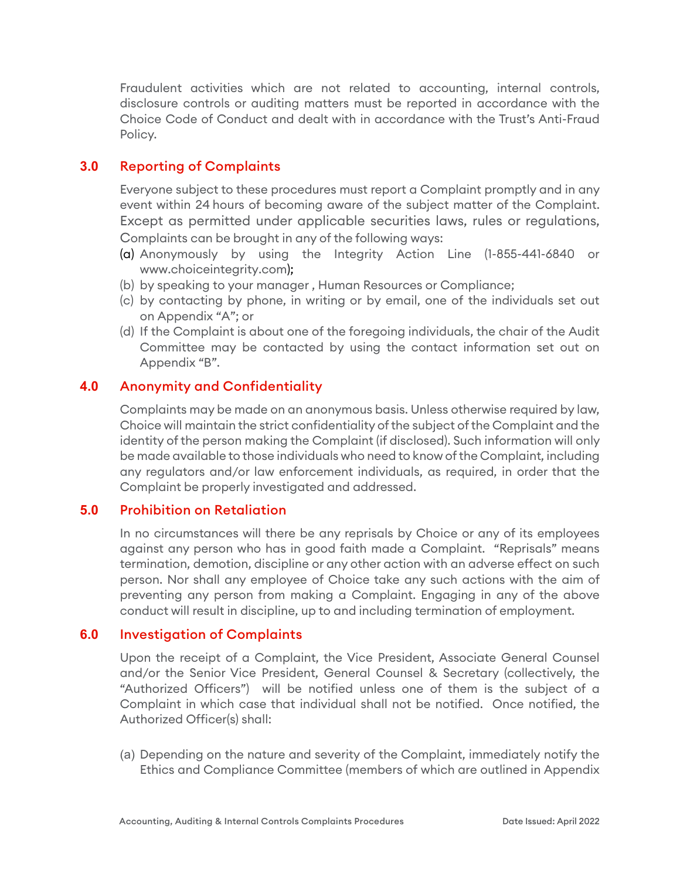Fraudulent activities which are not related to accounting, internal controls, disclosure controls or auditing matters must be reported in accordance with the Choice Code of Conduct and dealt with in accordance with the Trust's Anti-Fraud Policy.

## 3.0 Reporting of Complaints

Everyone subject to these procedures must report a Complaint promptly and in any event within 24 hours of becoming aware of the subject matter of the Complaint. Except as permitted under applicable securities laws, rules or regulations, Complaints can be brought in any of the following ways:

(a) Anonymously by using the Integrity Action Line (1-855-441-6840 or www.choiceintegrity.com);

(b) by speaking to your manager , Human Resources or Compliance;

(c) by contacting by phone, in writing or by email, one of the individuals set out on Appendix "A"; or

(d) If the Complaint is about one of the foregoing individuals, the chair of the Audit Committee may be contacted by using the contact information set out on Appendix "B".

## 4.0 Anonymity and Confidentiality

Complaints may be made on an anonymous basis. Unless otherwise required by law, Choice will maintain the strict confidentiality of the subject of the Complaint and the identity of the person making the Complaint (if disclosed). Such information will only be made available to those individuals who need to know of the Complaint, including any regulators and/or law enforcement individuals, as required, in order that the Complaint be properly investigated and addressed.

## 5.0 Prohibition on Retaliation

In no circumstances will there be any reprisals by Choice or any of its employees against any person who has in good faith made a Complaint. "Reprisals" means termination, demotion, discipline or any other action with an adverse effect on such person. Nor shall any employee of Choice take any such actions with the aim of preventing any person from making a Complaint. Engaging in any of the above conduct will result in discipline, up to and including termination of employment.

## 6.0 Investigation of Complaints

Upon the receipt of a Complaint, the Vice President, Associate General Counsel and/or the Senior Vice President, General Counsel & Secretary (collectively, the "Authorized Officers") will be notified unless one of them is the subject of a Complaint in which case that individual shall not be notified. Once notified, the Authorized Officer(s) shall:

(a) Depending on the nature and severity of the Complaint, immediately notify the Ethics and Compliance Committee (members of which are outlined in Appendix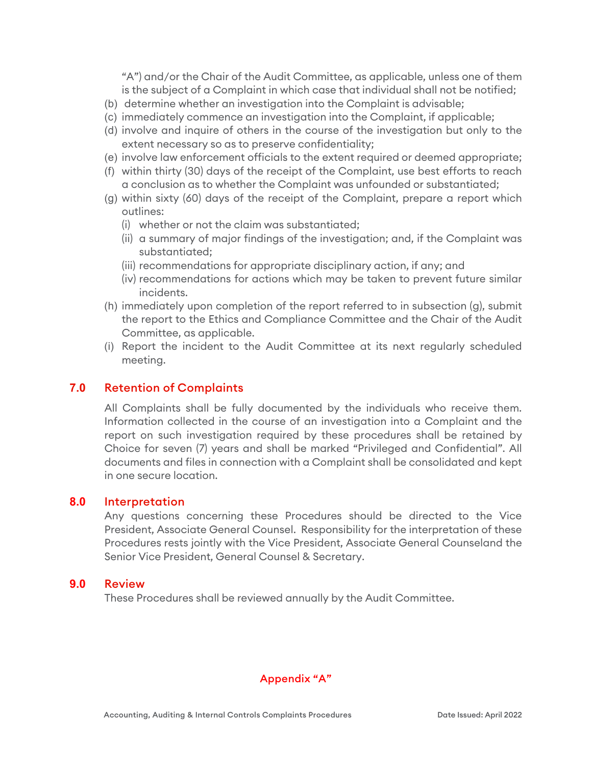"A") and/or the Chair of the Audit Committee, as applicable, unless one of them is the subject of a Complaint in which case that individual shall not be notified;

(b) determine whether an investigation into the Complaint is advisable;
(c) immediately commence an investigation into the Complaint, if applicable;
(d) involve and inquire of others in the course of the investigation but only to the extent necessary so as to preserve confidentiality;
(e) involve law enforcement officials to the extent required or deemed appropriate;
(f) within thirty (30) days of the receipt of the Complaint, use best efforts to reach a conclusion as to whether the Complaint was unfounded or substantiated;
(g) within sixty (60) days of the receipt of the Complaint, prepare a report which outlines:
    (i) whether or not the claim was substantiated;
    (ii) a summary of major findings of the investigation; and, if the Complaint was substantiated;
    (iii) recommendations for appropriate disciplinary action, if any; and
    (iv) recommendations for actions which may be taken to prevent future similar incidents.
(h) immediately upon completion of the report referred to in subsection (g), submit the report to the Ethics and Compliance Committee and the Chair of the Audit Committee, as applicable.
(i) Report the incident to the Audit Committee at its next regularly scheduled meeting.

## 7.0 Retention of Complaints

All Complaints shall be fully documented by the individuals who receive them. Information collected in the course of an investigation into a Complaint and the report on such investigation required by these procedures shall be retained by Choice for seven (7) years and shall be marked "Privileged and Confidential". All documents and files in connection with a Complaint shall be consolidated and kept in one secure location.

## 8.0 Interpretation

Any questions concerning these Procedures should be directed to the Vice President, Associate General Counsel. Responsibility for the interpretation of these Procedures rests jointly with the Vice President, Associate General Counseland the Senior Vice President, General Counsel & Secretary.

## 9.0 Review

These Procedures shall be reviewed annually by the Audit Committee.

## Appendix "A"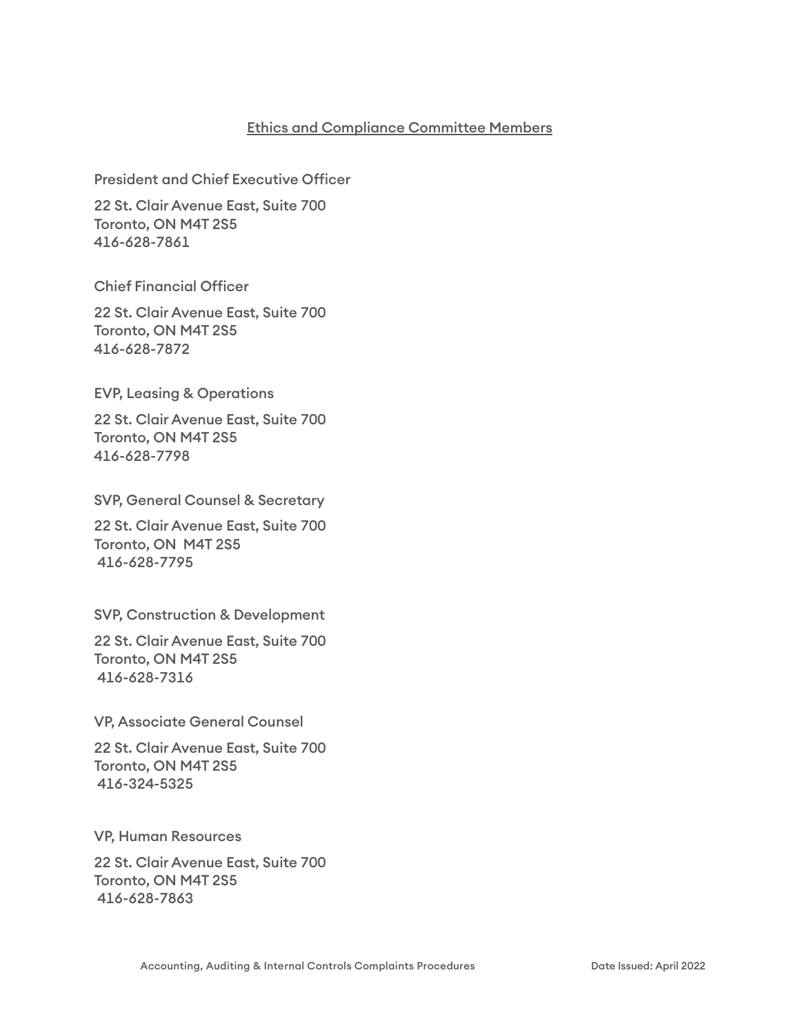## Ethics and Compliance Committee Members

President and Chief Executive Officer

22 St. Clair Avenue East, Suite 700
Toronto, ON M4T 2S5
416-628-7861

Chief Financial Officer

22 St. Clair Avenue East, Suite 700
Toronto, ON M4T 2S5
416-628-7872

EVP, Leasing & Operations

22 St. Clair Avenue East, Suite 700
Toronto, ON M4T 2S5
416-628-7798

SVP, General Counsel & Secretary

22 St. Clair Avenue East, Suite 700
Toronto, ON M4T 2S5
416-628-7795

SVP, Construction & Development

22 St. Clair Avenue East, Suite 700
Toronto, ON M4T 2S5
416-628-7316

VP, Associate General Counsel

22 St. Clair Avenue East, Suite 700
Toronto, ON M4T 2S5
416-324-5325

VP, Human Resources

22 St. Clair Avenue East, Suite 700
Toronto, ON M4T 2S5
416-628-7863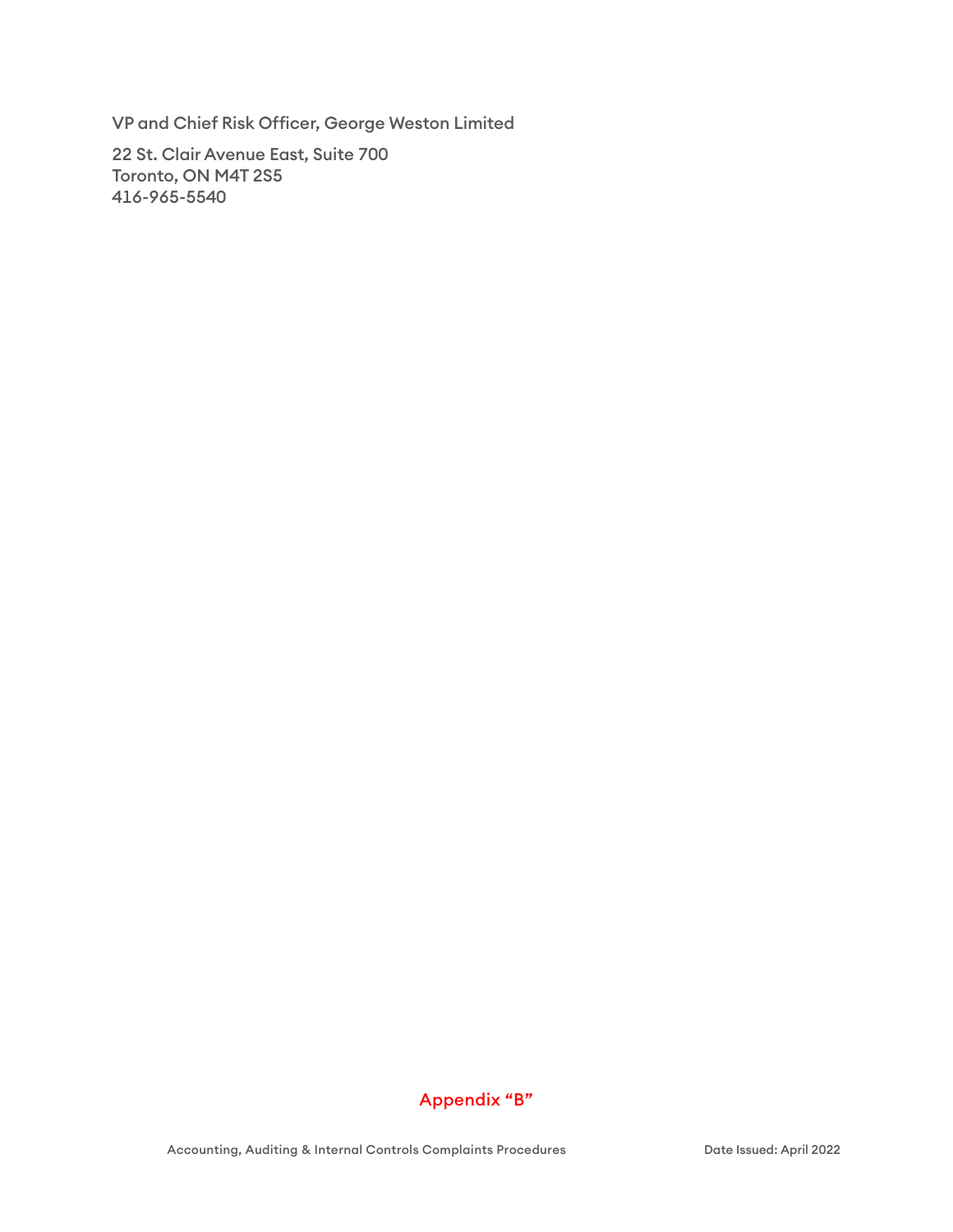VP and Chief Risk Officer, George Weston Limited

22 St. Clair Avenue East, Suite 700
Toronto, ON M4T 2S5
416-965-5540

## Appendix "B"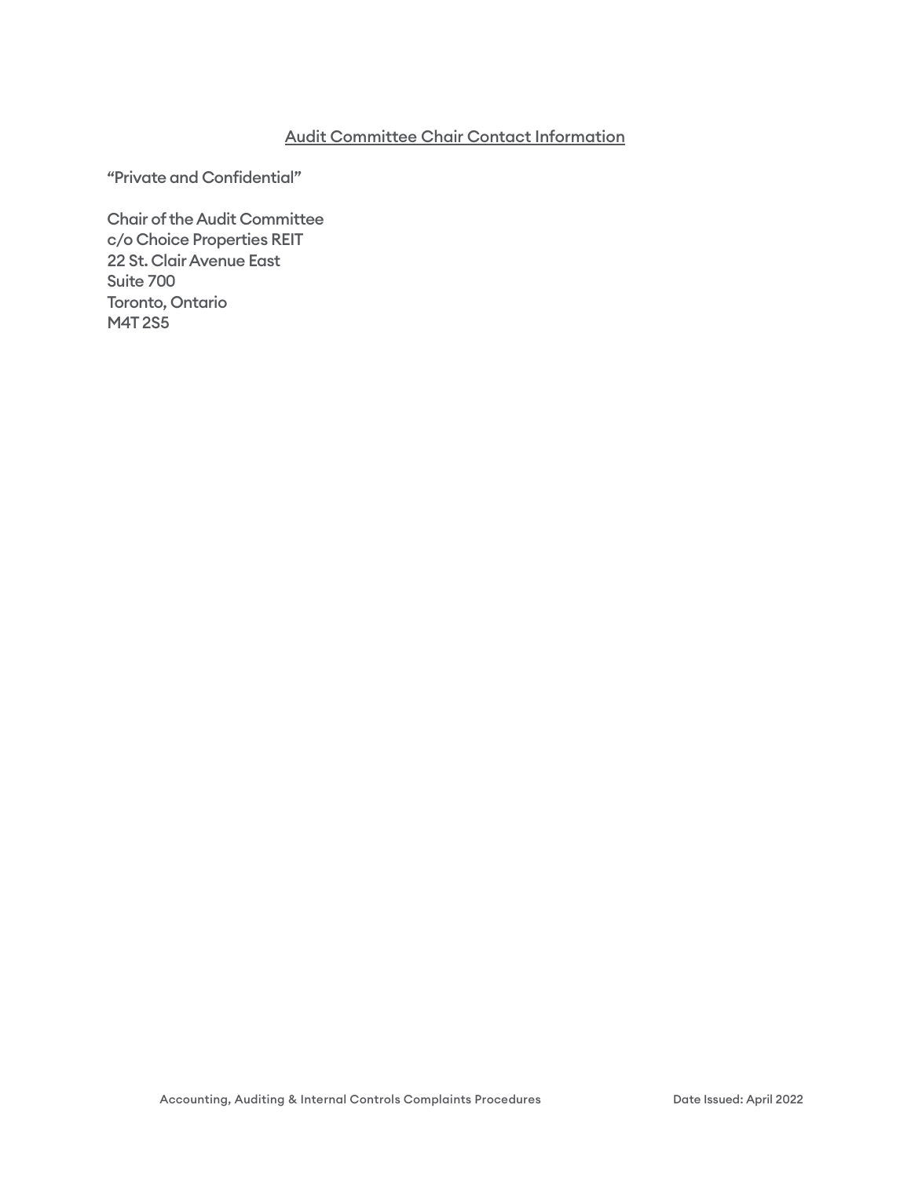## Audit Committee Chair Contact Information

"Private and Confidential"

Chair of the Audit Committee
c/o Choice Properties REIT
22 St. Clair Avenue East
Suite 700
Toronto, Ontario
M4T 2S5